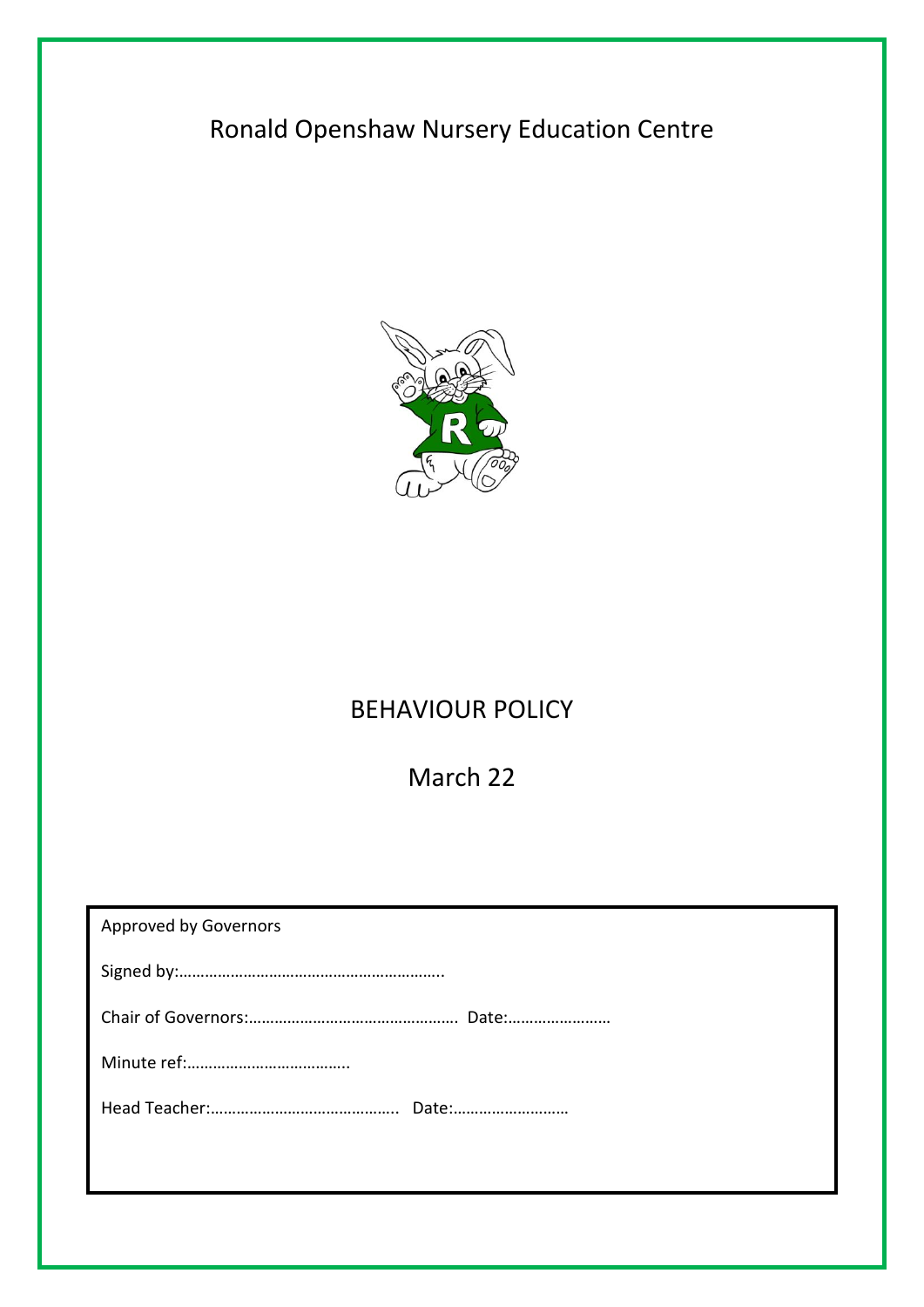# Ronald Openshaw Nursery Education Centre

# BEHAVIOUR POLICY

## March 22

Approved by Governors

Signed by:…………………………………………………….

Chair of Governors:………………………………………. Date:……………………

Minute ref:……………………………….

Head Teacher:……………………………………. Date:………………………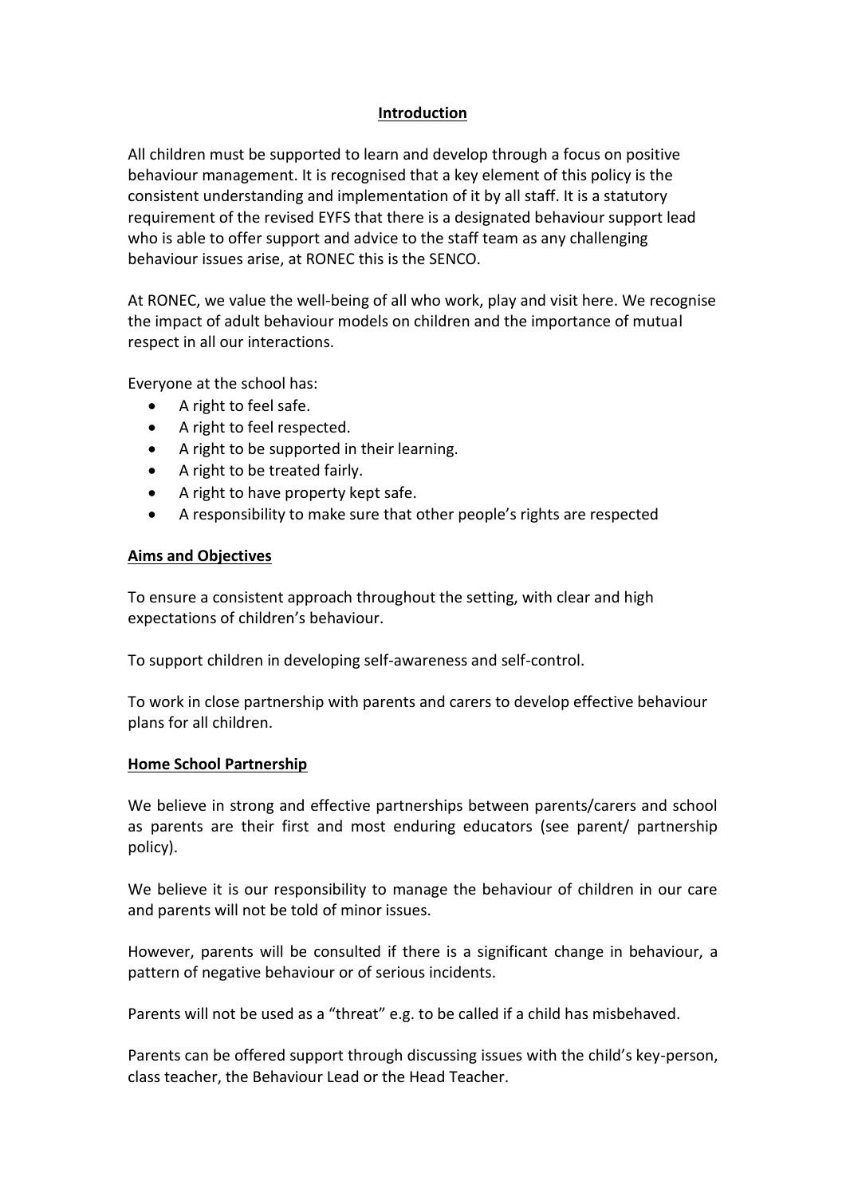## Introduction

All children must be supported to learn and develop through a focus on positive behaviour management. It is recognised that a key element of this policy is the consistent understanding and implementation of it by all staff. It is a statutory requirement of the revised EYFS that there is a designated behaviour support lead who is able to offer support and advice to the staff team as any challenging behaviour issues arise, at RONEC this is the SENCO.

At RONEC, we value the well-being of all who work, play and visit here. We recognise the impact of adult behaviour models on children and the importance of mutual respect in all our interactions.

Everyone at the school has:

- A right to feel safe.
- A right to feel respected.
- A right to be supported in their learning.
- A right to be treated fairly.
- A right to have property kept safe.
- A responsibility to make sure that other people's rights are respected

## Aims and Objectives

To ensure a consistent approach throughout the setting, with clear and high expectations of children's behaviour.

To support children in developing self-awareness and self-control.

To work in close partnership with parents and carers to develop effective behaviour plans for all children.

## Home School Partnership

We believe in strong and effective partnerships between parents/carers and school as parents are their first and most enduring educators (see parent/ partnership policy).

We believe it is our responsibility to manage the behaviour of children in our care and parents will not be told of minor issues.

However, parents will be consulted if there is a significant change in behaviour, a pattern of negative behaviour or of serious incidents.

Parents will not be used as a "threat" e.g. to be called if a child has misbehaved.

Parents can be offered support through discussing issues with the child's key-person, class teacher, the Behaviour Lead or the Head Teacher.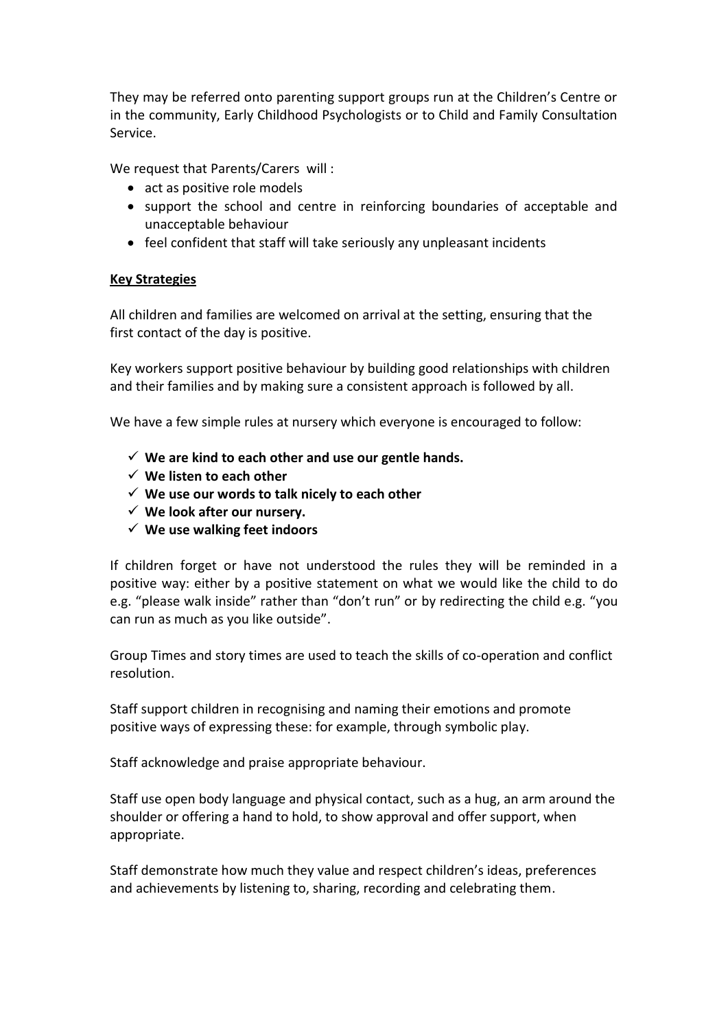They may be referred onto parenting support groups run at the Children's Centre or in the community, Early Childhood Psychologists or to Child and Family Consultation Service.

We request that Parents/Carers will :

- act as positive role models
- support the school and centre in reinforcing boundaries of acceptable and unacceptable behaviour
- feel confident that staff will take seriously any unpleasant incidents

**Key Strategies**

All children and families are welcomed on arrival at the setting, ensuring that the first contact of the day is positive.

Key workers support positive behaviour by building good relationships with children and their families and by making sure a consistent approach is followed by all.

We have a few simple rules at nursery which everyone is encouraged to follow:

- ✓ **We are kind to each other and use our gentle hands.**
- ✓ **We listen to each other**
- ✓ **We use our words to talk nicely to each other**
- ✓ **We look after our nursery.**
- ✓ **We use walking feet indoors**

If children forget or have not understood the rules they will be reminded in a positive way: either by a positive statement on what we would like the child to do e.g. "please walk inside" rather than "don't run" or by redirecting the child e.g. "you can run as much as you like outside".

Group Times and story times are used to teach the skills of co-operation and conflict resolution.

Staff support children in recognising and naming their emotions and promote positive ways of expressing these: for example, through symbolic play.

Staff acknowledge and praise appropriate behaviour.

Staff use open body language and physical contact, such as a hug, an arm around the shoulder or offering a hand to hold, to show approval and offer support, when appropriate.

Staff demonstrate how much they value and respect children's ideas, preferences and achievements by listening to, sharing, recording and celebrating them.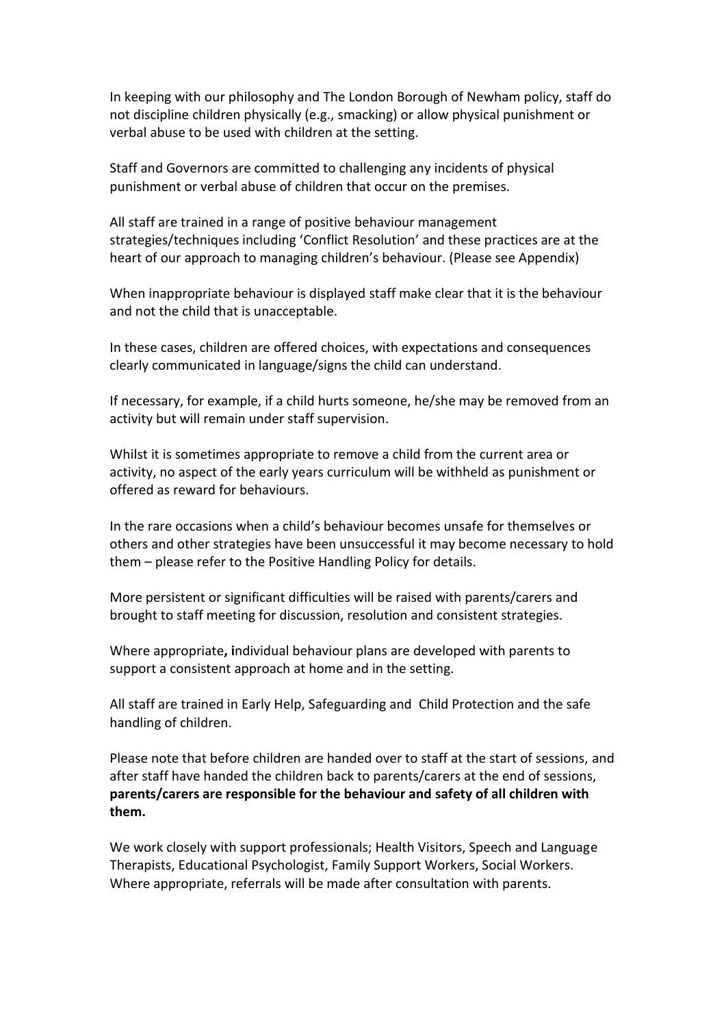In keeping with our philosophy and The London Borough of Newham policy, staff do not discipline children physically (e.g., smacking) or allow physical punishment or verbal abuse to be used with children at the setting.

Staff and Governors are committed to challenging any incidents of physical punishment or verbal abuse of children that occur on the premises.

All staff are trained in a range of positive behaviour management strategies/techniques including 'Conflict Resolution' and these practices are at the heart of our approach to managing children's behaviour. (Please see Appendix)

When inappropriate behaviour is displayed staff make clear that it is the behaviour and not the child that is unacceptable.

In these cases, children are offered choices, with expectations and consequences clearly communicated in language/signs the child can understand.

If necessary, for example, if a child hurts someone, he/she may be removed from an activity but will remain under staff supervision.

Whilst it is sometimes appropriate to remove a child from the current area or activity, no aspect of the early years curriculum will be withheld as punishment or offered as reward for behaviours.

In the rare occasions when a child's behaviour becomes unsafe for themselves or others and other strategies have been unsuccessful it may become necessary to hold them – please refer to the Positive Handling Policy for details.

More persistent or significant difficulties will be raised with parents/carers and brought to staff meeting for discussion, resolution and consistent strategies.

Where appropriate**, i**ndividual behaviour plans are developed with parents to support a consistent approach at home and in the setting.

All staff are trained in Early Help, Safeguarding and Child Protection and the safe handling of children.

Please note that before children are handed over to staff at the start of sessions, and after staff have handed the children back to parents/carers at the end of sessions, **parents/carers are responsible for the behaviour and safety of all children with them.**

We work closely with support professionals; Health Visitors, Speech and Language Therapists, Educational Psychologist, Family Support Workers, Social Workers. Where appropriate, referrals will be made after consultation with parents.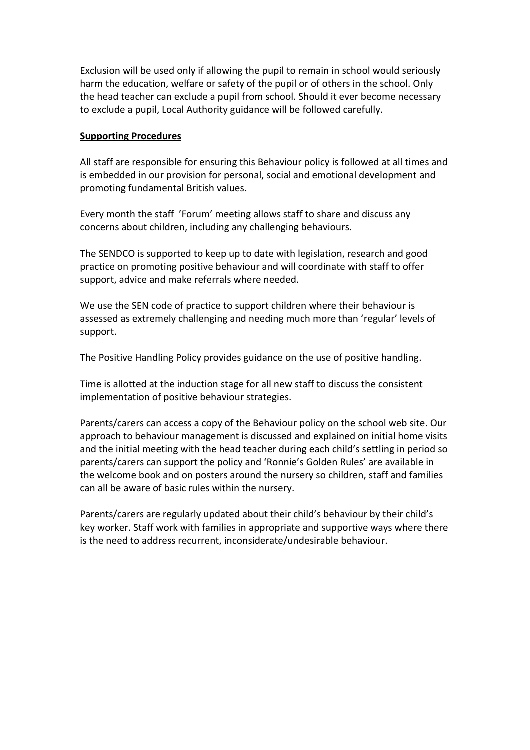Exclusion will be used only if allowing the pupil to remain in school would seriously harm the education, welfare or safety of the pupil or of others in the school. Only the head teacher can exclude a pupil from school. Should it ever become necessary to exclude a pupil, Local Authority guidance will be followed carefully.

## Supporting Procedures

All staff are responsible for ensuring this Behaviour policy is followed at all times and is embedded in our provision for personal, social and emotional development and promoting fundamental British values.

Every month the staff 'Forum' meeting allows staff to share and discuss any concerns about children, including any challenging behaviours.

The SENDCO is supported to keep up to date with legislation, research and good practice on promoting positive behaviour and will coordinate with staff to offer support, advice and make referrals where needed.

We use the SEN code of practice to support children where their behaviour is assessed as extremely challenging and needing much more than 'regular' levels of support.

The Positive Handling Policy provides guidance on the use of positive handling.

Time is allotted at the induction stage for all new staff to discuss the consistent implementation of positive behaviour strategies.

Parents/carers can access a copy of the Behaviour policy on the school web site. Our approach to behaviour management is discussed and explained on initial home visits and the initial meeting with the head teacher during each child's settling in period so parents/carers can support the policy and 'Ronnie's Golden Rules' are available in the welcome book and on posters around the nursery so children, staff and families can all be aware of basic rules within the nursery.

Parents/carers are regularly updated about their child's behaviour by their child's key worker. Staff work with families in appropriate and supportive ways where there is the need to address recurrent, inconsiderate/undesirable behaviour.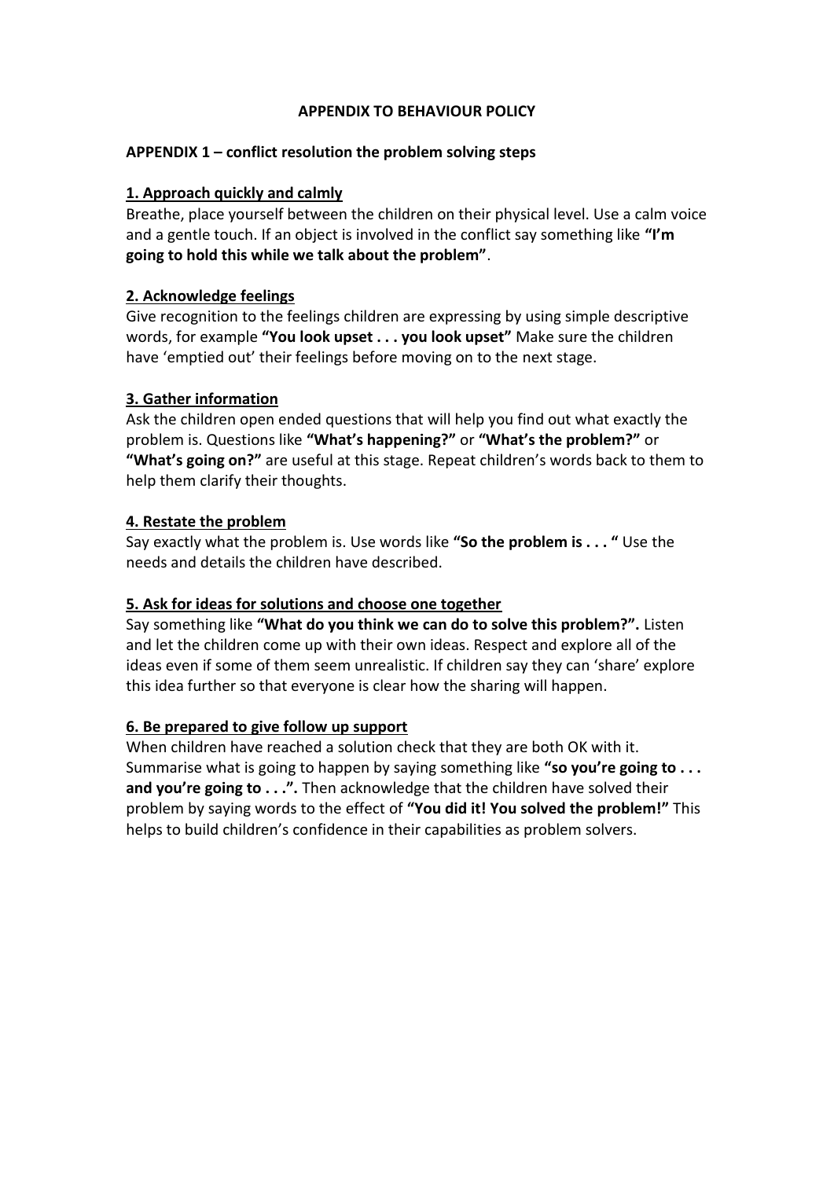## APPENDIX TO BEHAVIOUR POLICY

### APPENDIX 1 – conflict resolution the problem solving steps

#### 1. Approach quickly and calmly

Breathe, place yourself between the children on their physical level. Use a calm voice and a gentle touch. If an object is involved in the conflict say something like **"I'm going to hold this while we talk about the problem"**.

#### 2. Acknowledge feelings

Give recognition to the feelings children are expressing by using simple descriptive words, for example **"You look upset . . . you look upset"** Make sure the children have 'emptied out' their feelings before moving on to the next stage.

#### 3. Gather information

Ask the children open ended questions that will help you find out what exactly the problem is. Questions like **"What's happening?"** or **"What's the problem?"** or **"What's going on?"** are useful at this stage. Repeat children's words back to them to help them clarify their thoughts.

#### 4. Restate the problem

Say exactly what the problem is. Use words like **"So the problem is . . . "** Use the needs and details the children have described.

#### 5. Ask for ideas for solutions and choose one together

Say something like **"What do you think we can do to solve this problem?".** Listen and let the children come up with their own ideas. Respect and explore all of the ideas even if some of them seem unrealistic. If children say they can 'share' explore this idea further so that everyone is clear how the sharing will happen.

#### 6. Be prepared to give follow up support

When children have reached a solution check that they are both OK with it. Summarise what is going to happen by saying something like **"so you're going to . . . and you're going to . . .".** Then acknowledge that the children have solved their problem by saying words to the effect of **"You did it! You solved the problem!"** This helps to build children's confidence in their capabilities as problem solvers.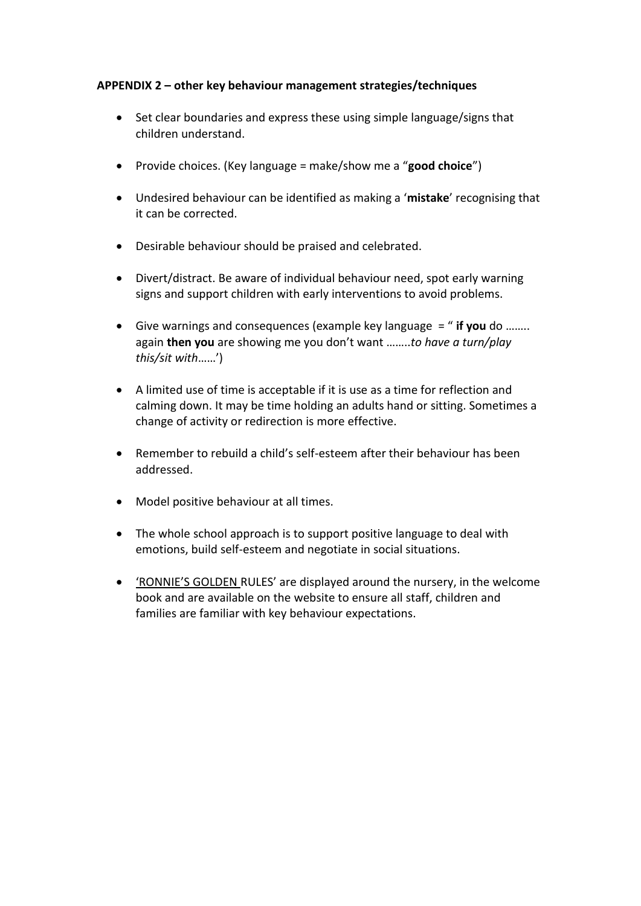**APPENDIX 2 – other key behaviour management strategies/techniques**

- Set clear boundaries and express these using simple language/signs that children understand.
- Provide choices. (Key language = make/show me a "**good choice**")
- Undesired behaviour can be identified as making a '**mistake**' recognising that it can be corrected.
- Desirable behaviour should be praised and celebrated.
- Divert/distract. Be aware of individual behaviour need, spot early warning signs and support children with early interventions to avoid problems.
- Give warnings and consequences (example key language = " **if you** do …….. again **then you** are showing me you don't want ……..*to have a turn/play this/sit with*……')
- A limited use of time is acceptable if it is use as a time for reflection and calming down. It may be time holding an adults hand or sitting. Sometimes a change of activity or redirection is more effective.
- Remember to rebuild a child's self-esteem after their behaviour has been addressed.
- Model positive behaviour at all times.
- The whole school approach is to support positive language to deal with emotions, build self-esteem and negotiate in social situations.
- <u>'RONNIE'S GOLDEN </u>RULES' are displayed around the nursery, in the welcome book and are available on the website to ensure all staff, children and families are familiar with key behaviour expectations.